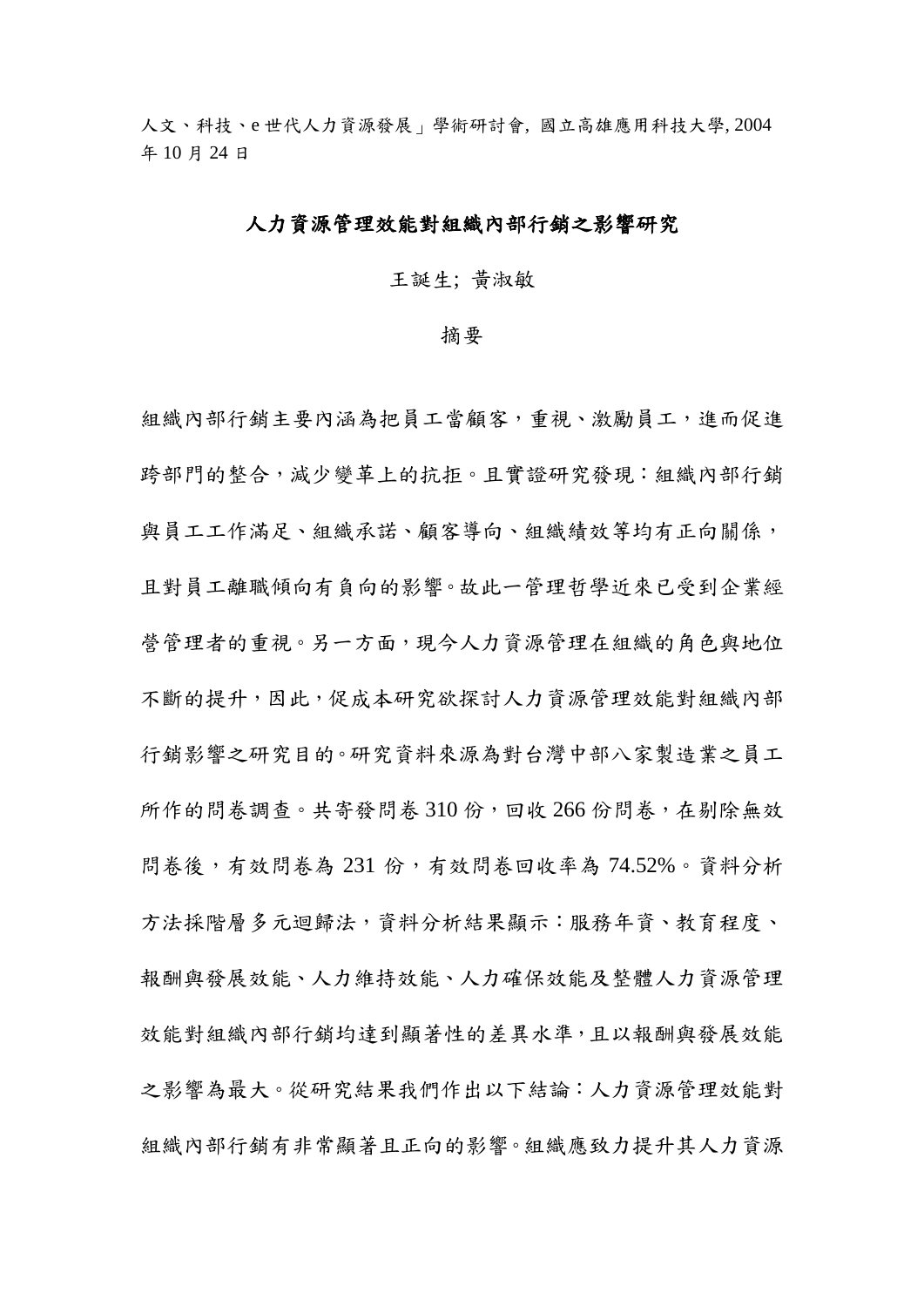人文、科技、e 世代人力資源發展」學術研討會, 國立高雄應用科技大學, 2004 年 10 月 24 日

# 人力資源管理效能對組織內部行銷之影響研究

王誕生; 黃淑敏

## 摘要

組織內部行銷主要內涵為把員工當顧客，重視、激勵員工，進而促進跨部門的整合，減少變革上的抗拒。且實證研究發現：組織內部行銷與員工工作滿足、組織承諾、顧客導向、組織績效等均有正向關係，且對員工離職傾向有負向的影響。故此一管理哲學近來已受到企業經營管理者的重視。另一方面，現今人力資源管理在組織的角色與地位不斷的提升，因此，促成本研究欲探討人力資源管理效能對組織內部行銷影響之研究目的。研究資料來源為對台灣中部八家製造業之員工所作的問卷調查。共寄發問卷 310 份，回收 266 份問卷，在剔除無效問卷後，有效問卷為 231 份，有效問卷回收率為 74.52%。資料分析方法採階層多元迴歸法，資料分析結果顯示：服務年資、教育程度、報酬與發展效能、人力維持效能、人力確保效能及整體人力資源管理效能對組織內部行銷均達到顯著性的差異水準，且以報酬與發展效能之影響為最大。從研究結果我們作出以下結論：人力資源管理效能對組織內部行銷有非常顯著且正向的影響。組織應致力提升其人力資源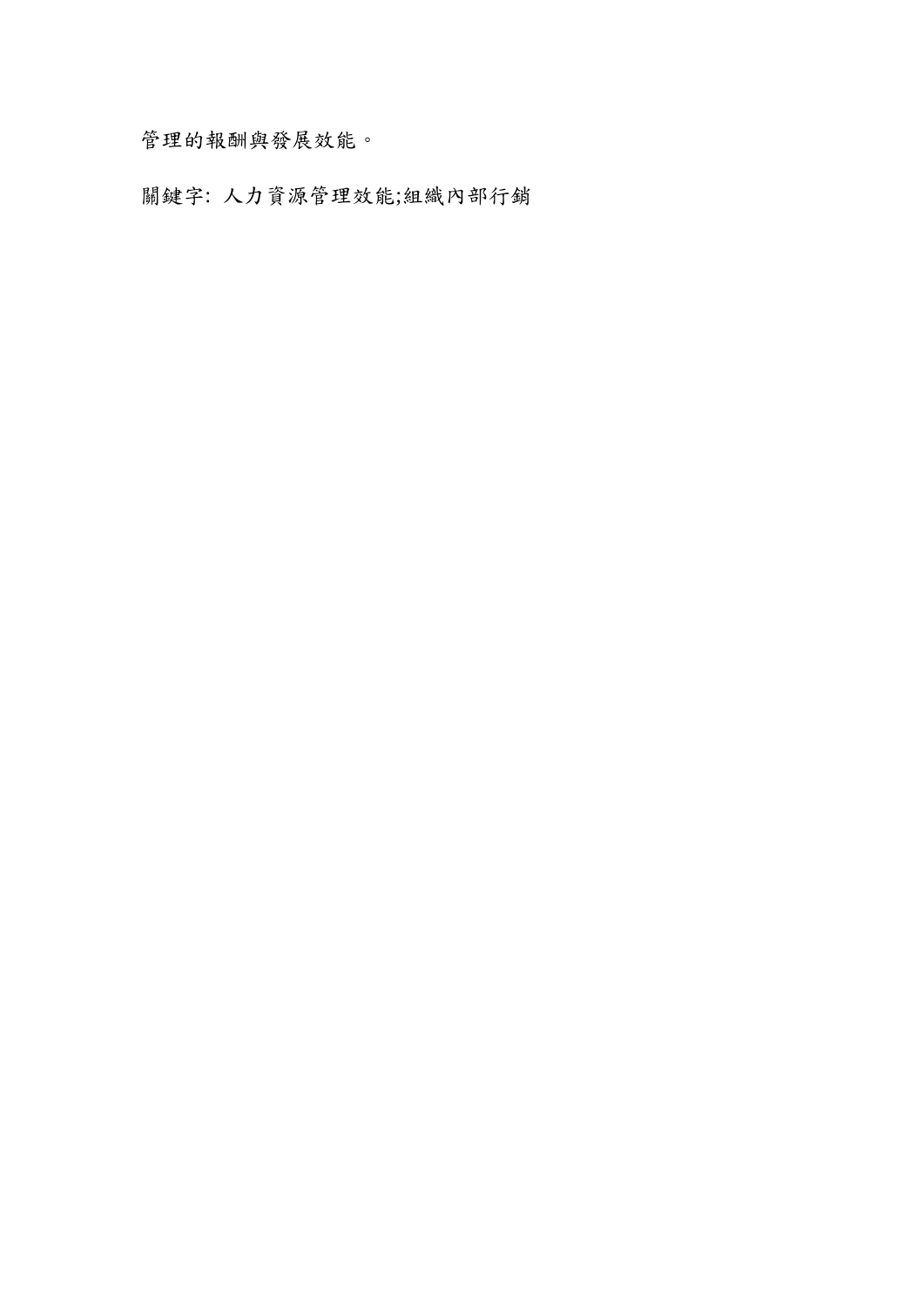管理的報酬與發展效能。

關鍵字: 人力資源管理效能;組織內部行銷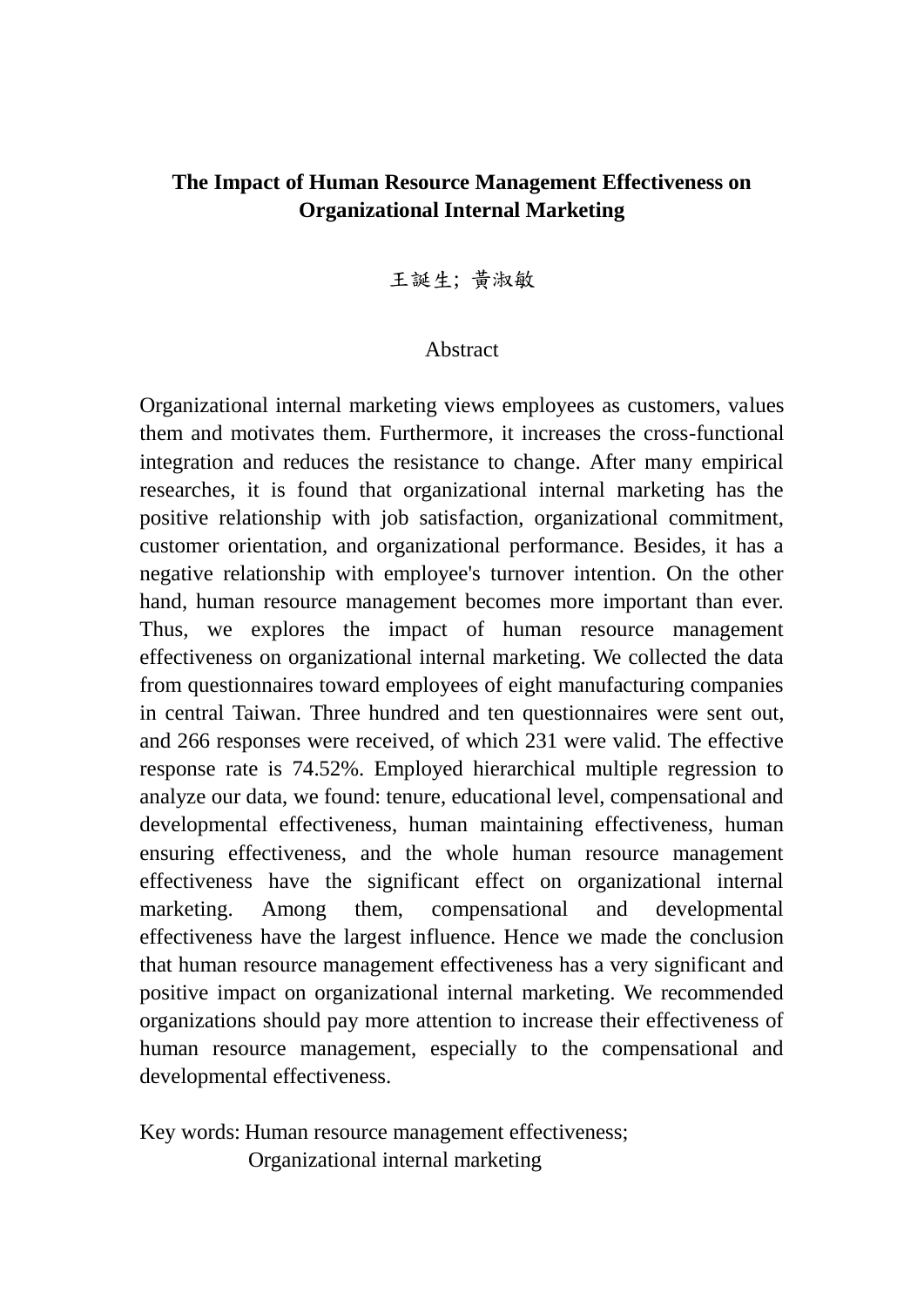# The Impact of Human Resource Management Effectiveness on Organizational Internal Marketing

王誕生; 黃淑敏

## Abstract

Organizational internal marketing views employees as customers, values them and motivates them. Furthermore, it increases the cross-functional integration and reduces the resistance to change. After many empirical researches, it is found that organizational internal marketing has the positive relationship with job satisfaction, organizational commitment, customer orientation, and organizational performance. Besides, it has a negative relationship with employee's turnover intention. On the other hand, human resource management becomes more important than ever. Thus, we explores the impact of human resource management effectiveness on organizational internal marketing. We collected the data from questionnaires toward employees of eight manufacturing companies in central Taiwan. Three hundred and ten questionnaires were sent out, and 266 responses were received, of which 231 were valid. The effective response rate is 74.52%. Employed hierarchical multiple regression to analyze our data, we found: tenure, educational level, compensational and developmental effectiveness, human maintaining effectiveness, human ensuring effectiveness, and the whole human resource management effectiveness have the significant effect on organizational internal marketing. Among them, compensational and developmental effectiveness have the largest influence. Hence we made the conclusion that human resource management effectiveness has a very significant and positive impact on organizational internal marketing. We recommended organizations should pay more attention to increase their effectiveness of human resource management, especially to the compensational and developmental effectiveness.

Key words: Human resource management effectiveness; Organizational internal marketing